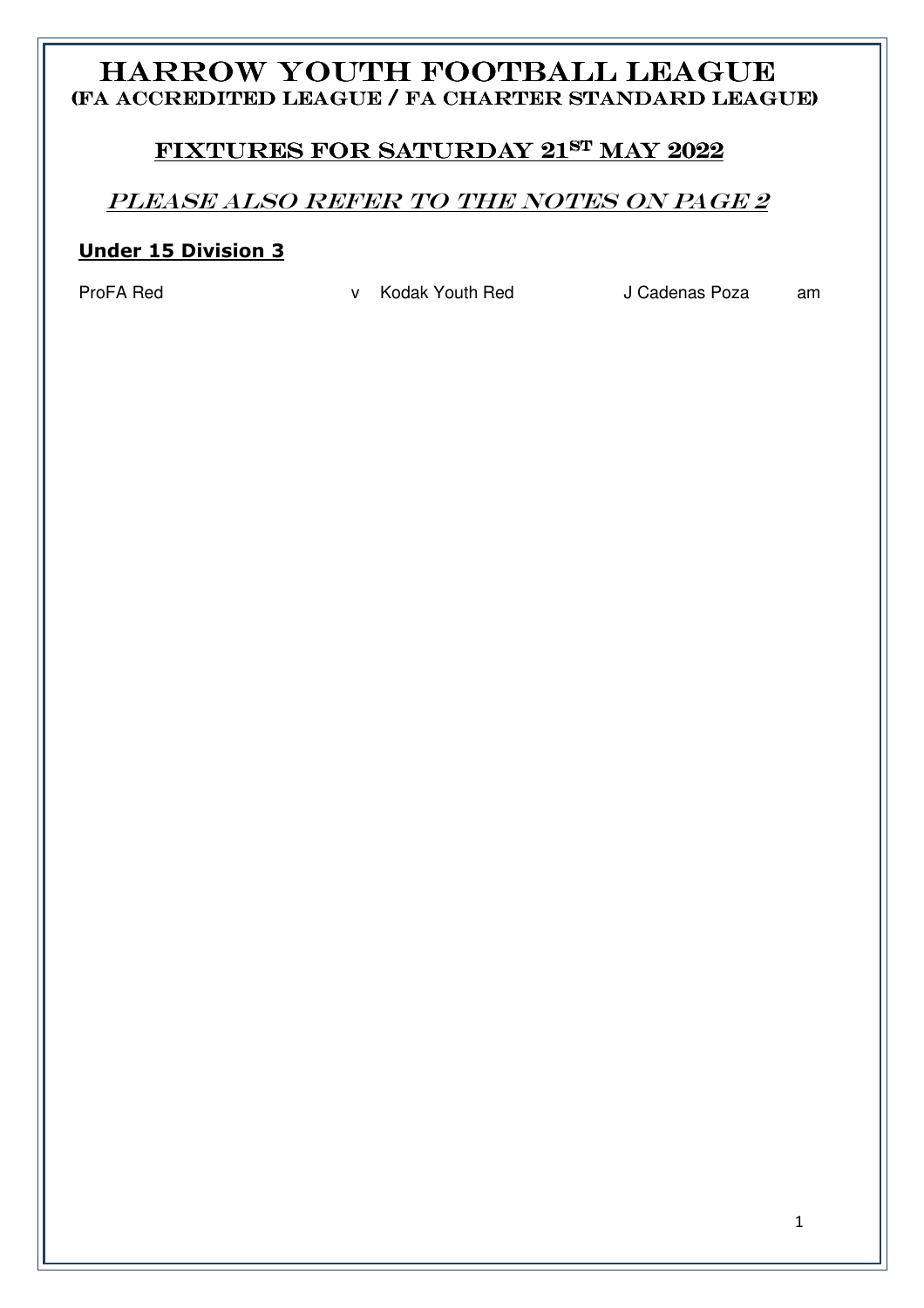# HARROW YOUTH FOOTBALL LEAGUE
## (FA ACCREDITED LEAGUE / FA CHARTER STANDARD LEAGUE)

## FIXTURES FOR SATURDAY 21ST MAY 2022

### *PLEASE ALSO REFER TO THE NOTES ON PAGE 2*

**Under 15 Division 3**

| | | | | |
|---|---|---|---|---|
| ProFA Red | v | Kodak Youth Red | J Cadenas Poza | am |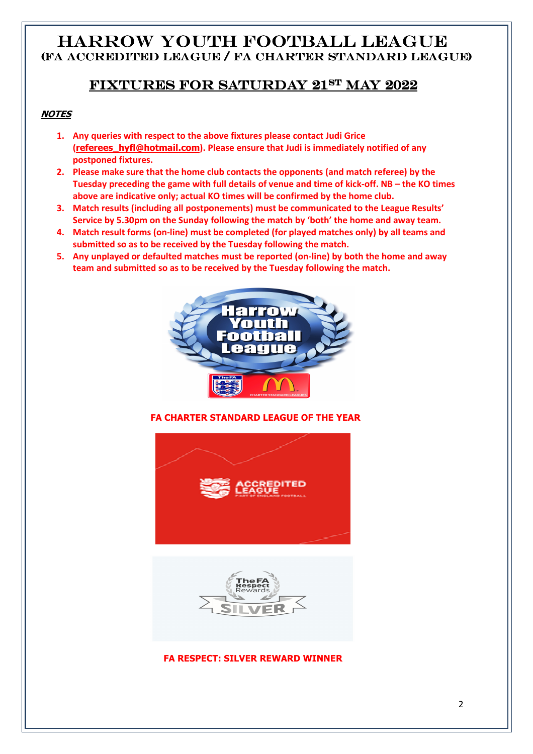# HARROW YOUTH FOOTBALL LEAGUE
## (FA ACCREDITED LEAGUE / FA CHARTER STANDARD LEAGUE)

## FIXTURES FOR SATURDAY 21ST MAY 2022

***NOTES***

1. **Any queries with respect to the above fixtures please contact Judi Grice (referees_hyfl@hotmail.com). Please ensure that Judi is immediately notified of any postponed fixtures.**
2. **Please make sure that the home club contacts the opponents (and match referee) by the Tuesday preceding the game with full details of venue and time of kick-off. NB – the KO times above are indicative only; actual KO times will be confirmed by the home club.**
3. **Match results (including all postponements) must be communicated to the League Results' Service by 5.30pm on the Sunday following the match by 'both' the home and away team.**
4. **Match result forms (on-line) must be completed (for played matches only) by all teams and submitted so as to be received by the Tuesday following the match.**
5. **Any unplayed or defaulted matches must be reported (on-line) by both the home and away team and submitted so as to be received by the Tuesday following the match.**

**FA CHARTER STANDARD LEAGUE OF THE YEAR**

**FA RESPECT: SILVER REWARD WINNER**